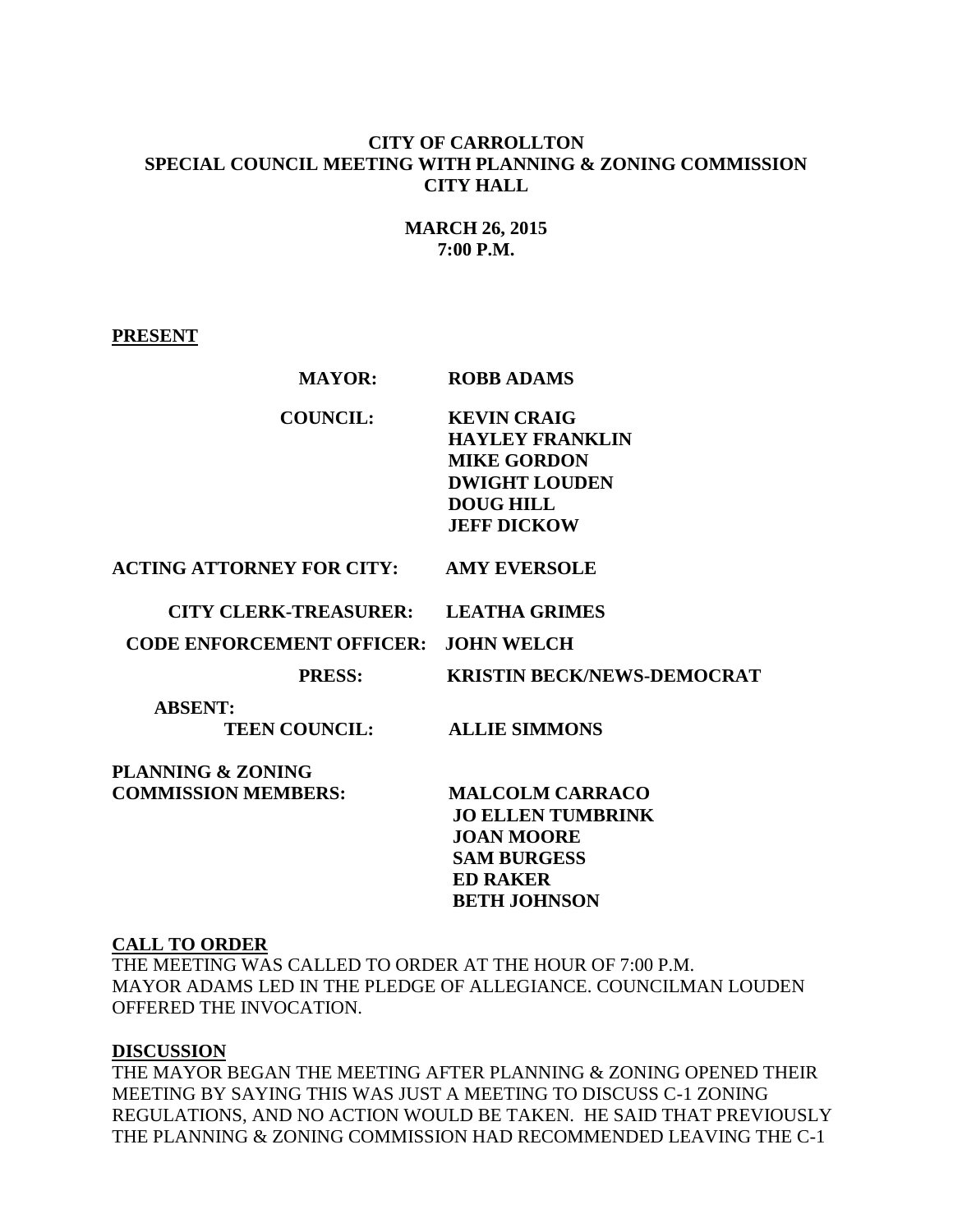# CITY OF CARROLLTON
## SPECIAL COUNCIL MEETING WITH PLANNING & ZONING COMMISSION
## CITY HALL

**MARCH 26, 2015**
**7:00 P.M.**

**PRESENT**

| | |
|---|---|
| **MAYOR:** | **ROBB ADAMS** |
| **COUNCIL:** | **KEVIN CRAIG**<br>**HAYLEY FRANKLIN**<br>**MIKE GORDON**<br>**DWIGHT LOUDEN**<br>**DOUG HILL**<br>**JEFF DICKOW** |
| **ACTING ATTORNEY FOR CITY:** | **AMY EVERSOLE** |
| **CITY CLERK-TREASURER:** | **LEATHA GRIMES** |
| **CODE ENFORCEMENT OFFICER:** | **JOHN WELCH** |
| **PRESS:** | **KRISTIN BECK/NEWS-DEMOCRAT** |
| **ABSENT:**<br>**TEEN COUNCIL:** | **ALLIE SIMMONS** |
| **PLANNING & ZONING COMMISSION MEMBERS:** | **MALCOLM CARRACO**<br>**JO ELLEN TUMBRINK**<br>**JOAN MOORE**<br>**SAM BURGESS**<br>**ED RAKER**<br>**BETH JOHNSON** |

**CALL TO ORDER**

THE MEETING WAS CALLED TO ORDER AT THE HOUR OF 7:00 P.M. MAYOR ADAMS LED IN THE PLEDGE OF ALLEGIANCE. COUNCILMAN LOUDEN OFFERED THE INVOCATION.

**DISCUSSION**

THE MAYOR BEGAN THE MEETING AFTER PLANNING & ZONING OPENED THEIR MEETING BY SAYING THIS WAS JUST A MEETING TO DISCUSS C-1 ZONING REGULATIONS, AND NO ACTION WOULD BE TAKEN. HE SAID THAT PREVIOUSLY THE PLANNING & ZONING COMMISSION HAD RECOMMENDED LEAVING THE C-1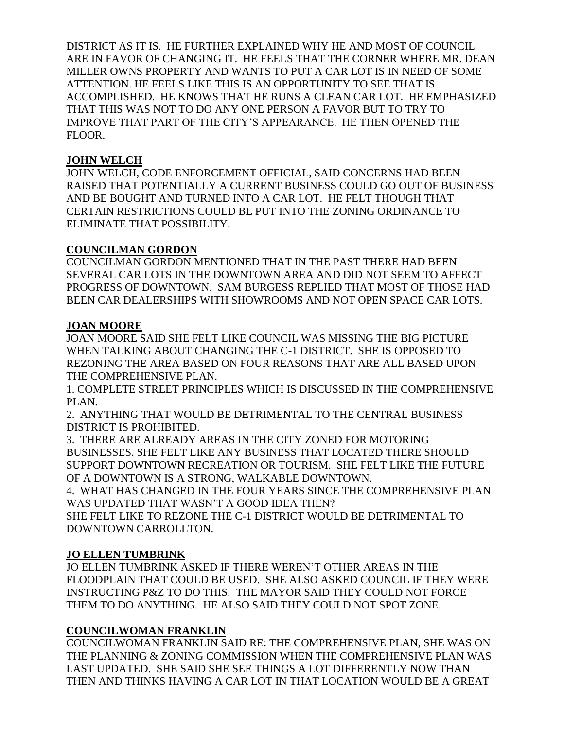DISTRICT AS IT IS. HE FURTHER EXPLAINED WHY HE AND MOST OF COUNCIL ARE IN FAVOR OF CHANGING IT. HE FEELS THAT THE CORNER WHERE MR. DEAN MILLER OWNS PROPERTY AND WANTS TO PUT A CAR LOT IS IN NEED OF SOME ATTENTION. HE FEELS LIKE THIS IS AN OPPORTUNITY TO SEE THAT IS ACCOMPLISHED. HE KNOWS THAT HE RUNS A CLEAN CAR LOT. HE EMPHASIZED THAT THIS WAS NOT TO DO ANY ONE PERSON A FAVOR BUT TO TRY TO IMPROVE THAT PART OF THE CITY'S APPEARANCE. HE THEN OPENED THE FLOOR.

**JOHN WELCH**

JOHN WELCH, CODE ENFORCEMENT OFFICIAL, SAID CONCERNS HAD BEEN RAISED THAT POTENTIALLY A CURRENT BUSINESS COULD GO OUT OF BUSINESS AND BE BOUGHT AND TURNED INTO A CAR LOT. HE FELT THOUGH THAT CERTAIN RESTRICTIONS COULD BE PUT INTO THE ZONING ORDINANCE TO ELIMINATE THAT POSSIBILITY.

**COUNCILMAN GORDON**

COUNCILMAN GORDON MENTIONED THAT IN THE PAST THERE HAD BEEN SEVERAL CAR LOTS IN THE DOWNTOWN AREA AND DID NOT SEEM TO AFFECT PROGRESS OF DOWNTOWN. SAM BURGESS REPLIED THAT MOST OF THOSE HAD BEEN CAR DEALERSHIPS WITH SHOWROOMS AND NOT OPEN SPACE CAR LOTS.

**JOAN MOORE**

JOAN MOORE SAID SHE FELT LIKE COUNCIL WAS MISSING THE BIG PICTURE WHEN TALKING ABOUT CHANGING THE C-1 DISTRICT. SHE IS OPPOSED TO REZONING THE AREA BASED ON FOUR REASONS THAT ARE ALL BASED UPON THE COMPREHENSIVE PLAN.

1. COMPLETE STREET PRINCIPLES WHICH IS DISCUSSED IN THE COMPREHENSIVE PLAN.
2. ANYTHING THAT WOULD BE DETRIMENTAL TO THE CENTRAL BUSINESS DISTRICT IS PROHIBITED.
3. THERE ARE ALREADY AREAS IN THE CITY ZONED FOR MOTORING BUSINESSES. SHE FELT LIKE ANY BUSINESS THAT LOCATED THERE SHOULD SUPPORT DOWNTOWN RECREATION OR TOURISM. SHE FELT LIKE THE FUTURE OF A DOWNTOWN IS A STRONG, WALKABLE DOWNTOWN.
4. WHAT HAS CHANGED IN THE FOUR YEARS SINCE THE COMPREHENSIVE PLAN WAS UPDATED THAT WASN'T A GOOD IDEA THEN?

SHE FELT LIKE TO REZONE THE C-1 DISTRICT WOULD BE DETRIMENTAL TO DOWNTOWN CARROLLTON.

**JO ELLEN TUMBRINK**

JO ELLEN TUMBRINK ASKED IF THERE WEREN'T OTHER AREAS IN THE FLOODPLAIN THAT COULD BE USED. SHE ALSO ASKED COUNCIL IF THEY WERE INSTRUCTING P&Z TO DO THIS. THE MAYOR SAID THEY COULD NOT FORCE THEM TO DO ANYTHING. HE ALSO SAID THEY COULD NOT SPOT ZONE.

**COUNCILWOMAN FRANKLIN**

COUNCILWOMAN FRANKLIN SAID RE: THE COMPREHENSIVE PLAN, SHE WAS ON THE PLANNING & ZONING COMMISSION WHEN THE COMPREHENSIVE PLAN WAS LAST UPDATED. SHE SAID SHE SEE THINGS A LOT DIFFERENTLY NOW THAN THEN AND THINKS HAVING A CAR LOT IN THAT LOCATION WOULD BE A GREAT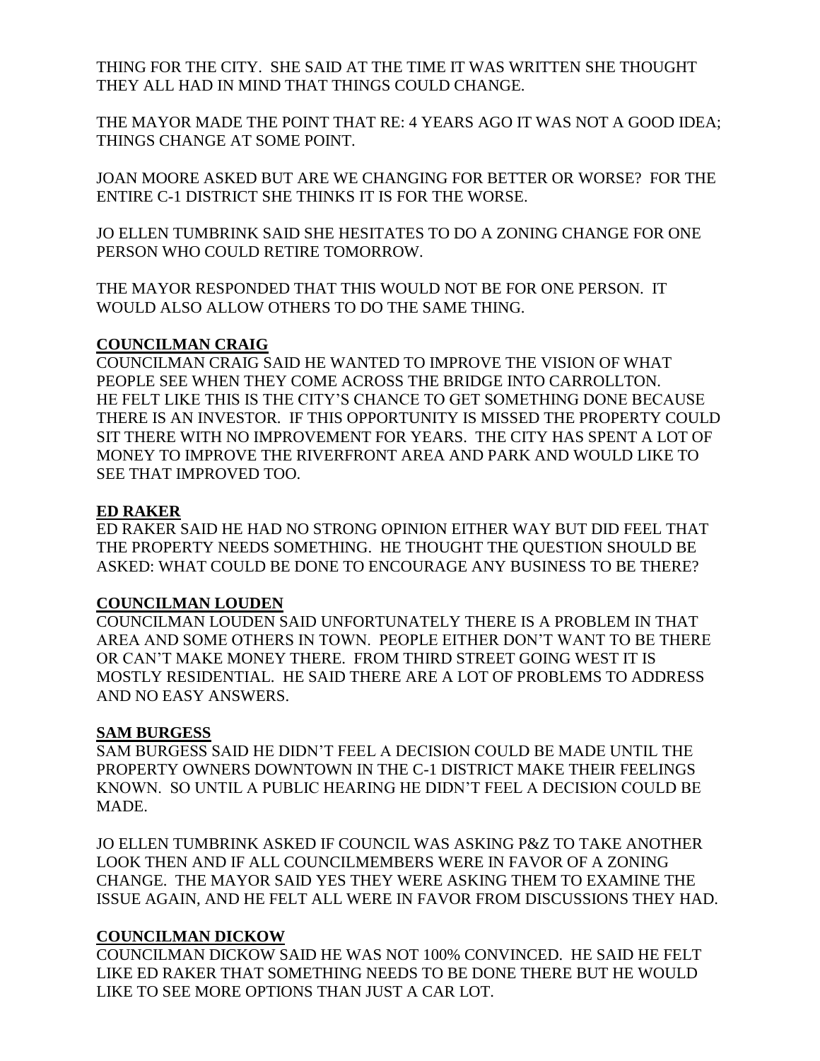THING FOR THE CITY. SHE SAID AT THE TIME IT WAS WRITTEN SHE THOUGHT THEY ALL HAD IN MIND THAT THINGS COULD CHANGE.

THE MAYOR MADE THE POINT THAT RE: 4 YEARS AGO IT WAS NOT A GOOD IDEA; THINGS CHANGE AT SOME POINT.

JOAN MOORE ASKED BUT ARE WE CHANGING FOR BETTER OR WORSE? FOR THE ENTIRE C-1 DISTRICT SHE THINKS IT IS FOR THE WORSE.

JO ELLEN TUMBRINK SAID SHE HESITATES TO DO A ZONING CHANGE FOR ONE PERSON WHO COULD RETIRE TOMORROW.

THE MAYOR RESPONDED THAT THIS WOULD NOT BE FOR ONE PERSON. IT WOULD ALSO ALLOW OTHERS TO DO THE SAME THING.

**COUNCILMAN CRAIG**

COUNCILMAN CRAIG SAID HE WANTED TO IMPROVE THE VISION OF WHAT PEOPLE SEE WHEN THEY COME ACROSS THE BRIDGE INTO CARROLLTON. HE FELT LIKE THIS IS THE CITY'S CHANCE TO GET SOMETHING DONE BECAUSE THERE IS AN INVESTOR. IF THIS OPPORTUNITY IS MISSED THE PROPERTY COULD SIT THERE WITH NO IMPROVEMENT FOR YEARS. THE CITY HAS SPENT A LOT OF MONEY TO IMPROVE THE RIVERFRONT AREA AND PARK AND WOULD LIKE TO SEE THAT IMPROVED TOO.

**ED RAKER**

ED RAKER SAID HE HAD NO STRONG OPINION EITHER WAY BUT DID FEEL THAT THE PROPERTY NEEDS SOMETHING. HE THOUGHT THE QUESTION SHOULD BE ASKED: WHAT COULD BE DONE TO ENCOURAGE ANY BUSINESS TO BE THERE?

**COUNCILMAN LOUDEN**

COUNCILMAN LOUDEN SAID UNFORTUNATELY THERE IS A PROBLEM IN THAT AREA AND SOME OTHERS IN TOWN. PEOPLE EITHER DON'T WANT TO BE THERE OR CAN'T MAKE MONEY THERE. FROM THIRD STREET GOING WEST IT IS MOSTLY RESIDENTIAL. HE SAID THERE ARE A LOT OF PROBLEMS TO ADDRESS AND NO EASY ANSWERS.

**SAM BURGESS**

SAM BURGESS SAID HE DIDN'T FEEL A DECISION COULD BE MADE UNTIL THE PROPERTY OWNERS DOWNTOWN IN THE C-1 DISTRICT MAKE THEIR FEELINGS KNOWN. SO UNTIL A PUBLIC HEARING HE DIDN'T FEEL A DECISION COULD BE MADE.

JO ELLEN TUMBRINK ASKED IF COUNCIL WAS ASKING P&Z TO TAKE ANOTHER LOOK THEN AND IF ALL COUNCILMEMBERS WERE IN FAVOR OF A ZONING CHANGE. THE MAYOR SAID YES THEY WERE ASKING THEM TO EXAMINE THE ISSUE AGAIN, AND HE FELT ALL WERE IN FAVOR FROM DISCUSSIONS THEY HAD.

**COUNCILMAN DICKOW**

COUNCILMAN DICKOW SAID HE WAS NOT 100% CONVINCED. HE SAID HE FELT LIKE ED RAKER THAT SOMETHING NEEDS TO BE DONE THERE BUT HE WOULD LIKE TO SEE MORE OPTIONS THAN JUST A CAR LOT.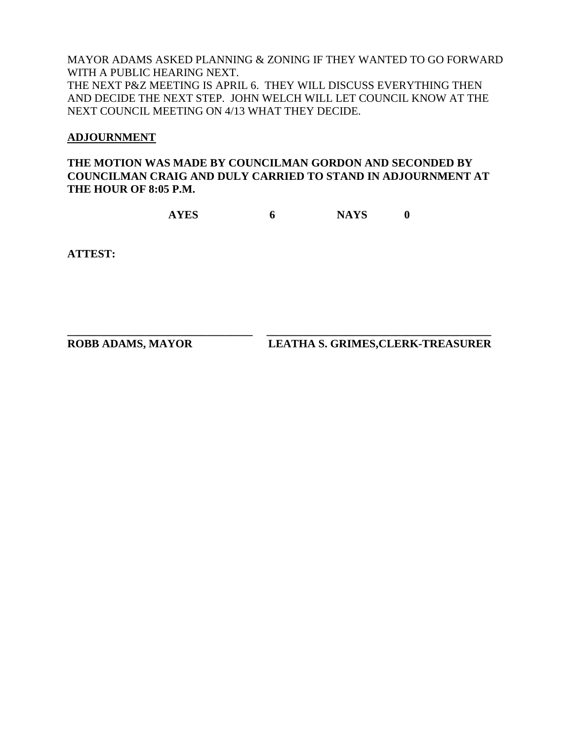MAYOR ADAMS ASKED PLANNING & ZONING IF THEY WANTED TO GO FORWARD WITH A PUBLIC HEARING NEXT.
THE NEXT P&Z MEETING IS APRIL 6. THEY WILL DISCUSS EVERYTHING THEN AND DECIDE THE NEXT STEP. JOHN WELCH WILL LET COUNCIL KNOW AT THE NEXT COUNCIL MEETING ON 4/13 WHAT THEY DECIDE.

**ADJOURNMENT**

**THE MOTION WAS MADE BY COUNCILMAN GORDON AND SECONDED BY COUNCILMAN CRAIG AND DULY CARRIED TO STAND IN ADJOURNMENT AT THE HOUR OF 8:05 P.M.**

**AYES 6 NAYS 0**

**ATTEST:**

**\_\_\_\_\_\_\_\_\_\_\_\_\_\_\_\_\_\_\_\_\_\_\_\_\_\_\_\_\_\_\_\_\_\_**
**ROBB ADAMS, MAYOR**

**\_\_\_\_\_\_\_\_\_\_\_\_\_\_\_\_\_\_\_\_\_\_\_\_\_\_\_\_\_\_\_\_\_\_\_\_\_\_\_\_**
**LEATHA S. GRIMES,CLERK-TREASURER**